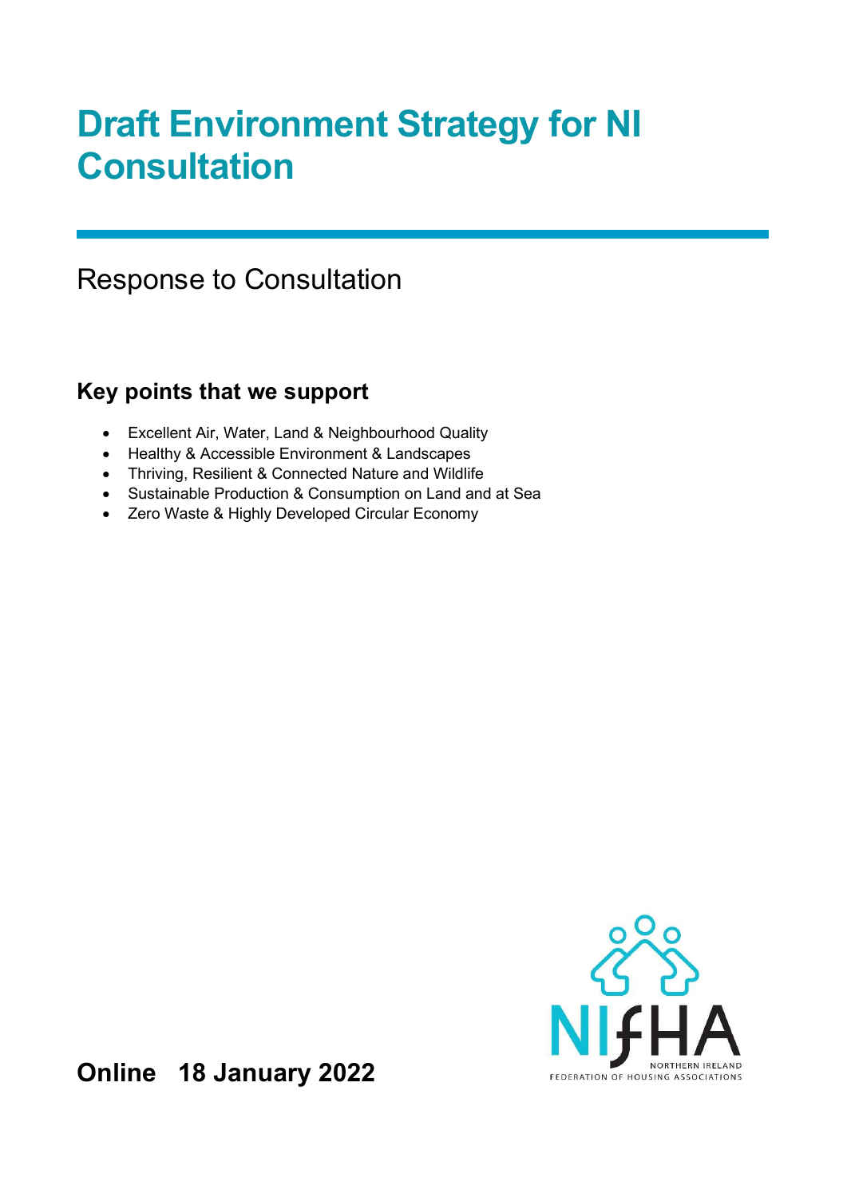# Draft Environment Strategy for NI Consultation

Response to Consultation

## Key points that we support

- Excellent Air, Water, Land & Neighbourhood Quality
- Healthy & Accessible Environment & Landscapes
- Thriving, Resilient & Connected Nature and Wildlife
- Sustainable Production & Consumption on Land and at Sea
- Zero Waste & Highly Developed Circular Economy

NIfHA
NORTHERN IRELAND
FEDERATION OF HOUSING ASSOCIATIONS

**Online 18 January 2022**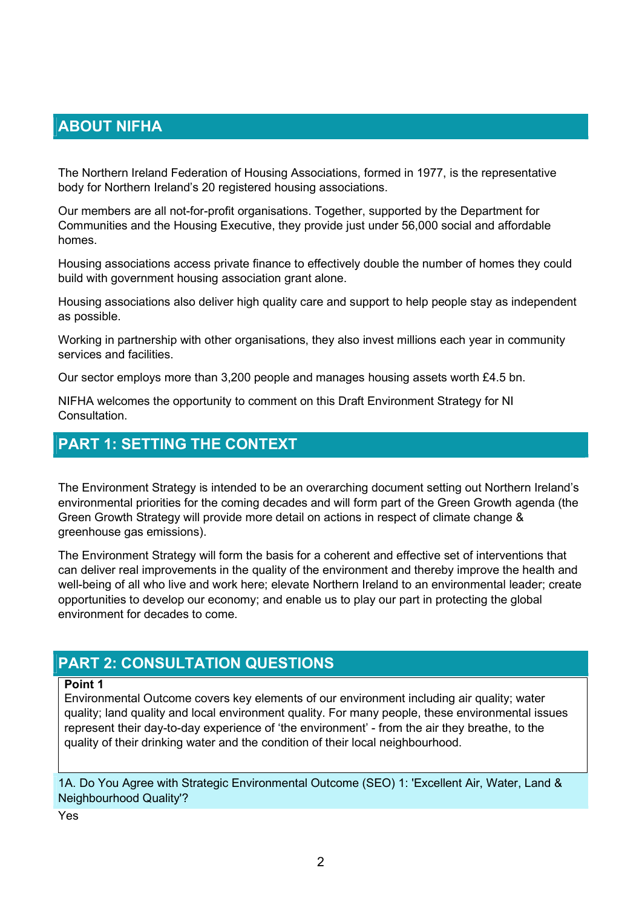## ABOUT NIFHA

The Northern Ireland Federation of Housing Associations, formed in 1977, is the representative body for Northern Ireland's 20 registered housing associations.

Our members are all not-for-profit organisations. Together, supported by the Department for Communities and the Housing Executive, they provide just under 56,000 social and affordable homes.

Housing associations access private finance to effectively double the number of homes they could build with government housing association grant alone.

Housing associations also deliver high quality care and support to help people stay as independent as possible.

Working in partnership with other organisations, they also invest millions each year in community services and facilities.

Our sector employs more than 3,200 people and manages housing assets worth £4.5 bn.

NIFHA welcomes the opportunity to comment on this Draft Environment Strategy for NI Consultation.

## PART 1: SETTING THE CONTEXT

The Environment Strategy is intended to be an overarching document setting out Northern Ireland's environmental priorities for the coming decades and will form part of the Green Growth agenda (the Green Growth Strategy will provide more detail on actions in respect of climate change & greenhouse gas emissions).

The Environment Strategy will form the basis for a coherent and effective set of interventions that can deliver real improvements in the quality of the environment and thereby improve the health and well-being of all who live and work here; elevate Northern Ireland to an environmental leader; create opportunities to develop our economy; and enable us to play our part in protecting the global environment for decades to come.

## PART 2: CONSULTATION QUESTIONS

**Point 1**

Environmental Outcome covers key elements of our environment including air quality; water quality; land quality and local environment quality. For many people, these environmental issues represent their day-to-day experience of 'the environment' - from the air they breathe, to the quality of their drinking water and the condition of their local neighbourhood.

1A. Do You Agree with Strategic Environmental Outcome (SEO) 1: 'Excellent Air, Water, Land & Neighbourhood Quality'?

Yes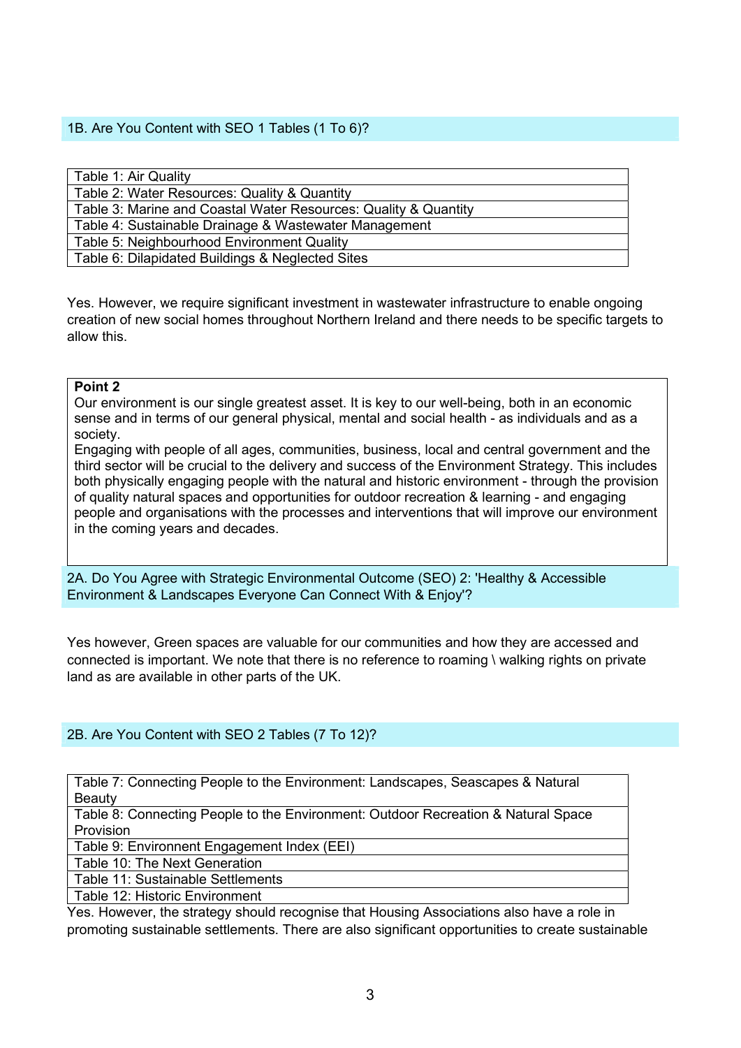## 1B. Are You Content with SEO 1 Tables (1 To 6)?

| Table 1: Air Quality |
|---|
| Table 2: Water Resources: Quality & Quantity |
| Table 3: Marine and Coastal Water Resources: Quality & Quantity |
| Table 4: Sustainable Drainage & Wastewater Management |
| Table 5: Neighbourhood Environment Quality |
| Table 6: Dilapidated Buildings & Neglected Sites |

Yes. However, we require significant investment in wastewater infrastructure to enable ongoing creation of new social homes throughout Northern Ireland and there needs to be specific targets to allow this.

**Point 2**

Our environment is our single greatest asset. It is key to our well-being, both in an economic sense and in terms of our general physical, mental and social health - as individuals and as a society.

Engaging with people of all ages, communities, business, local and central government and the third sector will be crucial to the delivery and success of the Environment Strategy. This includes both physically engaging people with the natural and historic environment - through the provision of quality natural spaces and opportunities for outdoor recreation & learning - and engaging people and organisations with the processes and interventions that will improve our environment in the coming years and decades.

## 2A. Do You Agree with Strategic Environmental Outcome (SEO) 2: 'Healthy & Accessible Environment & Landscapes Everyone Can Connect With & Enjoy'?

Yes however, Green spaces are valuable for our communities and how they are accessed and connected is important. We note that there is no reference to roaming \ walking rights on private land as are available in other parts of the UK.

## 2B. Are You Content with SEO 2 Tables (7 To 12)?

| Table 7: Connecting People to the Environment: Landscapes, Seascapes & Natural Beauty |
|---|
| Table 8: Connecting People to the Environment: Outdoor Recreation & Natural Space Provision |
| Table 9: Environnent Engagement Index (EEI) |
| Table 10: The Next Generation |
| Table 11: Sustainable Settlements |
| Table 12: Historic Environment |

Yes. However, the strategy should recognise that Housing Associations also have a role in promoting sustainable settlements. There are also significant opportunities to create sustainable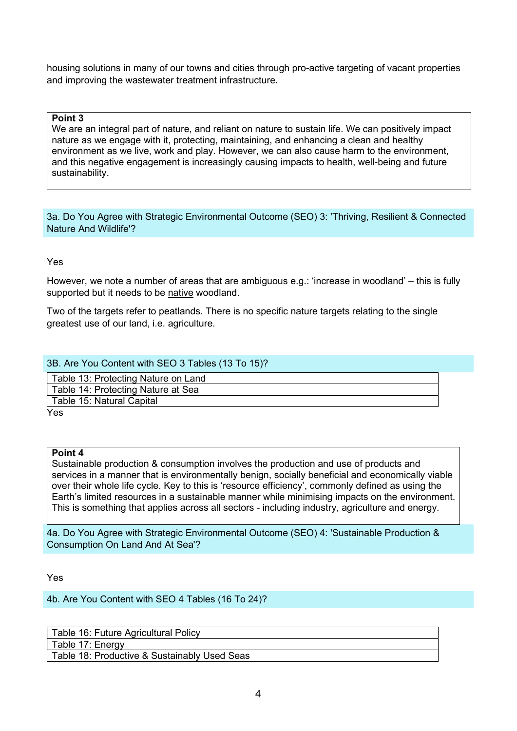housing solutions in many of our towns and cities through pro-active targeting of vacant properties and improving the wastewater treatment infrastructure**.**

**Point 3**
We are an integral part of nature, and reliant on nature to sustain life. We can positively impact nature as we engage with it, protecting, maintaining, and enhancing a clean and healthy environment as we live, work and play. However, we can also cause harm to the environment, and this negative engagement is increasingly causing impacts to health, well-being and future sustainability.

### 3a. Do You Agree with Strategic Environmental Outcome (SEO) 3: 'Thriving, Resilient & Connected Nature And Wildlife'?

Yes

However, we note a number of areas that are ambiguous e.g.: 'increase in woodland' – this is fully supported but it needs to be native woodland.

Two of the targets refer to peatlands. There is no specific nature targets relating to the single greatest use of our land, i.e. agriculture.

### 3B. Are You Content with SEO 3 Tables (13 To 15)?

| Table 13: Protecting Nature on Land |
|---|
| Table 14: Protecting Nature at Sea |
| Table 15: Natural Capital |

Yes

**Point 4**
Sustainable production & consumption involves the production and use of products and services in a manner that is environmentally benign, socially beneficial and economically viable over their whole life cycle. Key to this is 'resource efficiency', commonly defined as using the Earth's limited resources in a sustainable manner while minimising impacts on the environment. This is something that applies across all sectors - including industry, agriculture and energy.

### 4a. Do You Agree with Strategic Environmental Outcome (SEO) 4: 'Sustainable Production & Consumption On Land And At Sea'?

Yes

### 4b. Are You Content with SEO 4 Tables (16 To 24)?

| Table 16: Future Agricultural Policy |
|---|
| Table 17: Energy |
| Table 18: Productive & Sustainably Used Seas |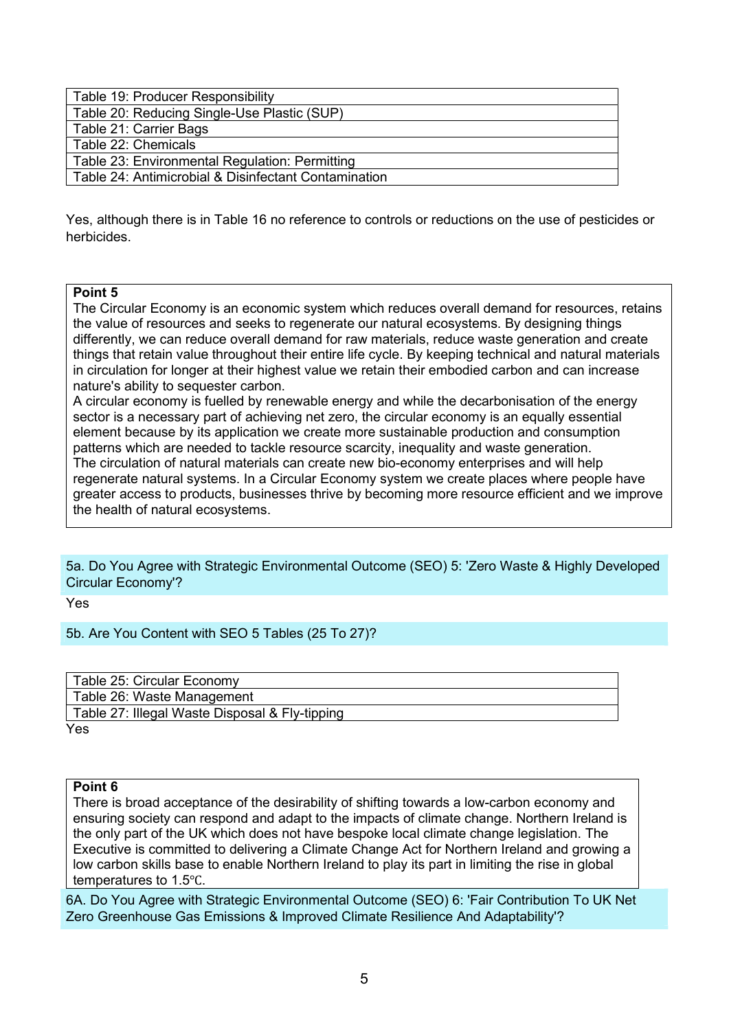| Table 19: Producer Responsibility |
|---|
| Table 20: Reducing Single-Use Plastic (SUP) |
| Table 21: Carrier Bags |
| Table 22: Chemicals |
| Table 23: Environmental Regulation: Permitting |
| Table 24: Antimicrobial & Disinfectant Contamination |

Yes, although there is in Table 16 no reference to controls or reductions on the use of pesticides or herbicides.

**Point 5**

The Circular Economy is an economic system which reduces overall demand for resources, retains the value of resources and seeks to regenerate our natural ecosystems. By designing things differently, we can reduce overall demand for raw materials, reduce waste generation and create things that retain value throughout their entire life cycle. By keeping technical and natural materials in circulation for longer at their highest value we retain their embodied carbon and can increase nature's ability to sequester carbon.

A circular economy is fuelled by renewable energy and while the decarbonisation of the energy sector is a necessary part of achieving net zero, the circular economy is an equally essential element because by its application we create more sustainable production and consumption patterns which are needed to tackle resource scarcity, inequality and waste generation.

The circulation of natural materials can create new bio-economy enterprises and will help regenerate natural systems. In a Circular Economy system we create places where people have greater access to products, businesses thrive by becoming more resource efficient and we improve the health of natural ecosystems.

5a. Do You Agree with Strategic Environmental Outcome (SEO) 5: 'Zero Waste & Highly Developed Circular Economy'?

Yes

5b. Are You Content with SEO 5 Tables (25 To 27)?

| Table 25: Circular Economy |
|---|
| Table 26: Waste Management |
| Table 27: Illegal Waste Disposal & Fly-tipping |

Yes

**Point 6**

There is broad acceptance of the desirability of shifting towards a low-carbon economy and ensuring society can respond and adapt to the impacts of climate change. Northern Ireland is the only part of the UK which does not have bespoke local climate change legislation. The Executive is committed to delivering a Climate Change Act for Northern Ireland and growing a low carbon skills base to enable Northern Ireland to play its part in limiting the rise in global temperatures to 1.5℃.

6A. Do You Agree with Strategic Environmental Outcome (SEO) 6: 'Fair Contribution To UK Net Zero Greenhouse Gas Emissions & Improved Climate Resilience And Adaptability'?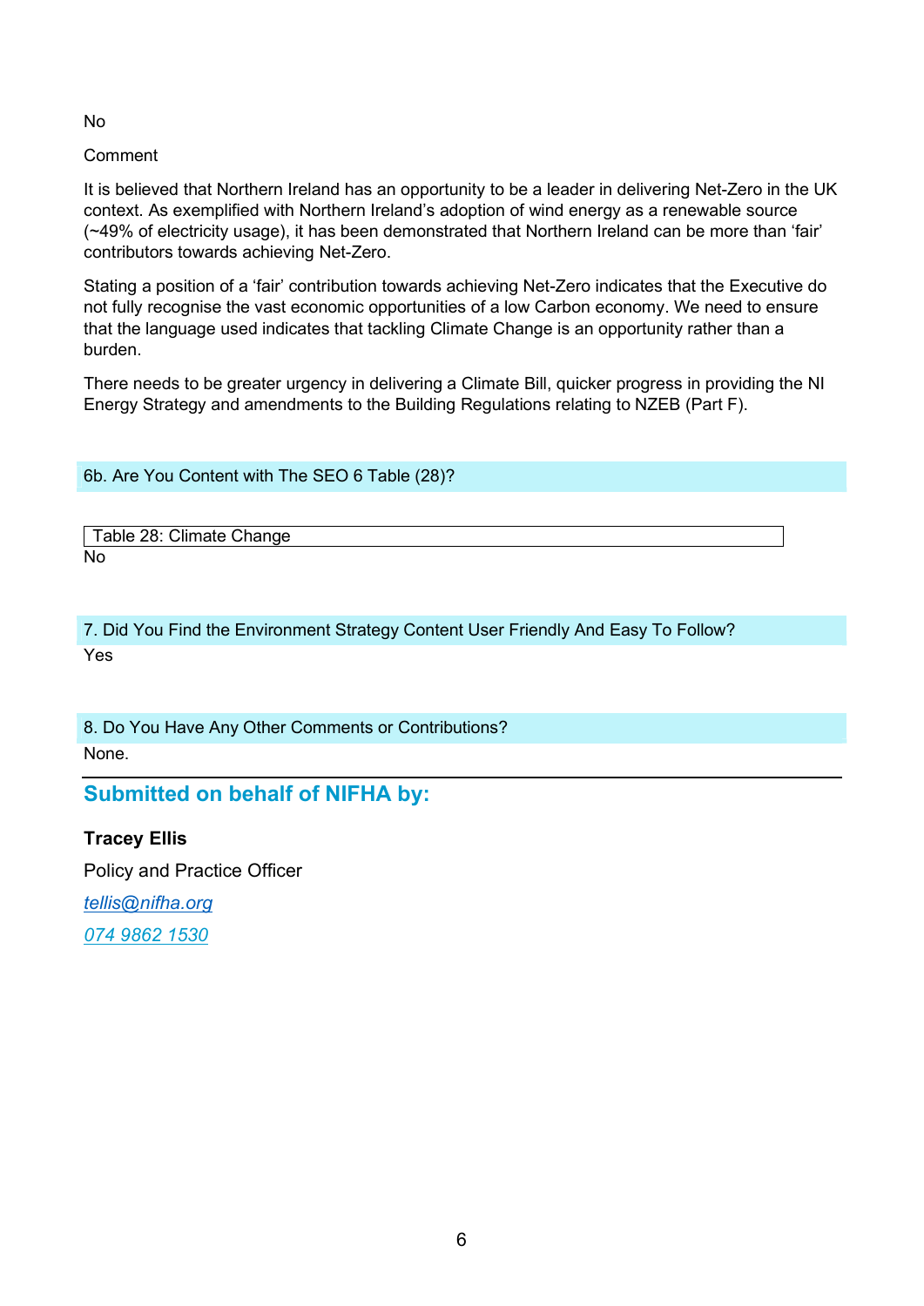No

Comment

It is believed that Northern Ireland has an opportunity to be a leader in delivering Net-Zero in the UK context. As exemplified with Northern Ireland's adoption of wind energy as a renewable source (~49% of electricity usage), it has been demonstrated that Northern Ireland can be more than 'fair' contributors towards achieving Net-Zero.

Stating a position of a 'fair' contribution towards achieving Net-Zero indicates that the Executive do not fully recognise the vast economic opportunities of a low Carbon economy. We need to ensure that the language used indicates that tackling Climate Change is an opportunity rather than a burden.

There needs to be greater urgency in delivering a Climate Bill, quicker progress in providing the NI Energy Strategy and amendments to the Building Regulations relating to NZEB (Part F).

### 6b. Are You Content with The SEO 6 Table (28)?

| Table 28: Climate Change |
|---|

No

### 7. Did You Find the Environment Strategy Content User Friendly And Easy To Follow?

Yes

### 8. Do You Have Any Other Comments or Contributions?

None.

---

## Submitted on behalf of NIFHA by:

**Tracey Ellis**

Policy and Practice Officer

*tellis@nifha.org*

*074 9862 1530*